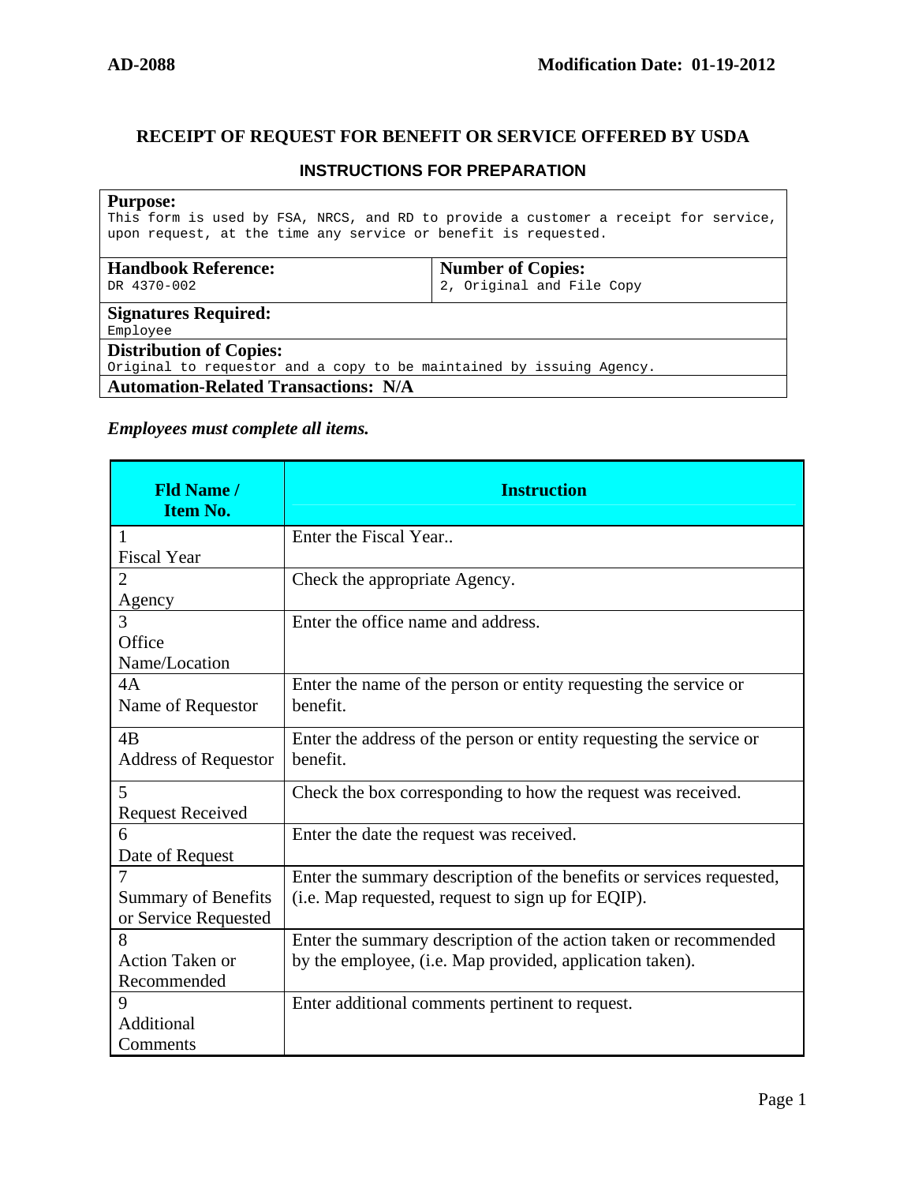**AD-2088** **Modification Date: 01-19-2012**

# RECEIPT OF REQUEST FOR BENEFIT OR SERVICE OFFERED BY USDA

## INSTRUCTIONS FOR PREPARATION

| **Purpose:** This form is used by FSA, NRCS, and RD to provide a customer a receipt for service, upon request, at the time any service or benefit is requested. | |
|---|---|
| **Handbook Reference:** DR 4370-002 | **Number of Copies:** 2, Original and File Copy |
| **Signatures Required:** Employee | |
| **Distribution of Copies:** Original to requestor and a copy to be maintained by issuing Agency. | |
| **Automation-Related Transactions: N/A** | |

***Employees must complete all items.***

| Fld Name / Item No. | Instruction |
|---|---|
| 1 Fiscal Year | Enter the Fiscal Year.. |
| 2 Agency | Check the appropriate Agency. |
| 3 Office Name/Location | Enter the office name and address. |
| 4A Name of Requestor | Enter the name of the person or entity requesting the service or benefit. |
| 4B Address of Requestor | Enter the address of the person or entity requesting the service or benefit. |
| 5 Request Received | Check the box corresponding to how the request was received. |
| 6 Date of Request | Enter the date the request was received. |
| 7 Summary of Benefits or Service Requested | Enter the summary description of the benefits or services requested, (i.e. Map requested, request to sign up for EQIP). |
| 8 Action Taken or Recommended | Enter the summary description of the action taken or recommended by the employee, (i.e. Map provided, application taken). |
| 9 Additional Comments | Enter additional comments pertinent to request. |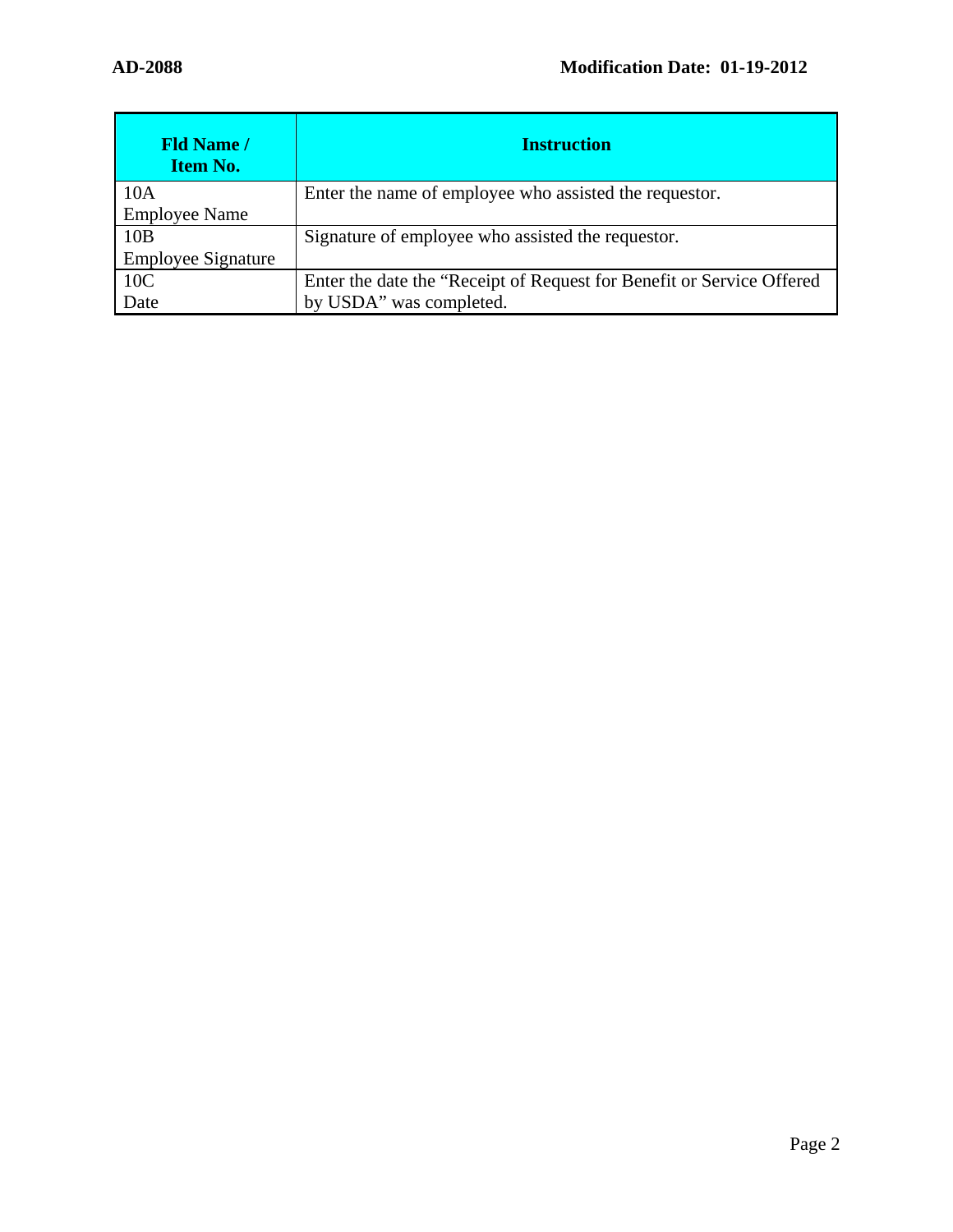| Fld Name / Item No. | Instruction |
|---|---|
| 10A Employee Name | Enter the name of employee who assisted the requestor. |
| 10B Employee Signature | Signature of employee who assisted the requestor. |
| 10C Date | Enter the date the "Receipt of Request for Benefit or Service Offered by USDA" was completed. |